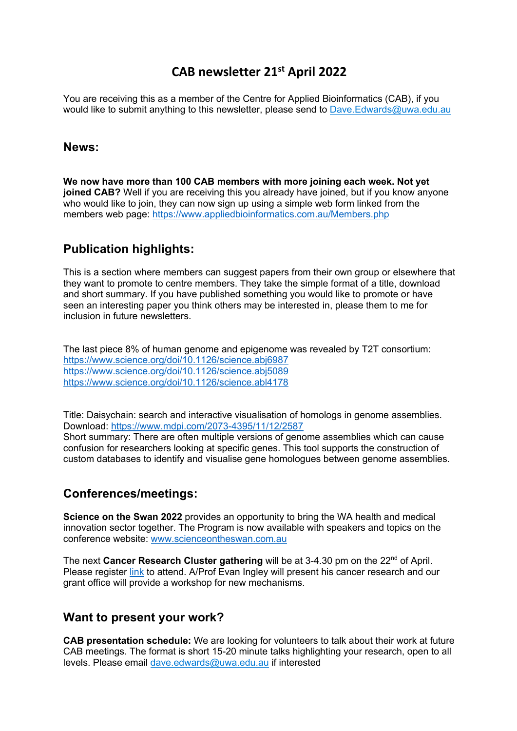# CAB newsletter 21st April 2022

You are receiving this as a member of the Centre for Applied Bioinformatics (CAB), if you would like to submit anything to this newsletter, please send to Dave.Edwards@uwa.edu.au

## News:

**We now have more than 100 CAB members with more joining each week. Not yet joined CAB?** Well if you are receiving this you already have joined, but if you know anyone who would like to join, they can now sign up using a simple web form linked from the members web page: https://www.appliedbioinformatics.com.au/Members.php

## Publication highlights:

This is a section where members can suggest papers from their own group or elsewhere that they want to promote to centre members. They take the simple format of a title, download and short summary. If you have published something you would like to promote or have seen an interesting paper you think others may be interested in, please them to me for inclusion in future newsletters.

The last piece 8% of human genome and epigenome was revealed by T2T consortium:
https://www.science.org/doi/10.1126/science.abj6987
https://www.science.org/doi/10.1126/science.abj5089
https://www.science.org/doi/10.1126/science.abl4178

Title: Daisychain: search and interactive visualisation of homologs in genome assemblies.
Download: https://www.mdpi.com/2073-4395/11/12/2587
Short summary: There are often multiple versions of genome assemblies which can cause confusion for researchers looking at specific genes. This tool supports the construction of custom databases to identify and visualise gene homologues between genome assemblies.

## Conferences/meetings:

**Science on the Swan 2022** provides an opportunity to bring the WA health and medical innovation sector together. The Program is now available with speakers and topics on the conference website: www.scienceontheswan.com.au

The next **Cancer Research Cluster gathering** will be at 3-4.30 pm on the 22nd of April. Please register link to attend. A/Prof Evan Ingley will present his cancer research and our grant office will provide a workshop for new mechanisms.

## Want to present your work?

**CAB presentation schedule:** We are looking for volunteers to talk about their work at future CAB meetings. The format is short 15-20 minute talks highlighting your research, open to all levels. Please email dave.edwards@uwa.edu.au if interested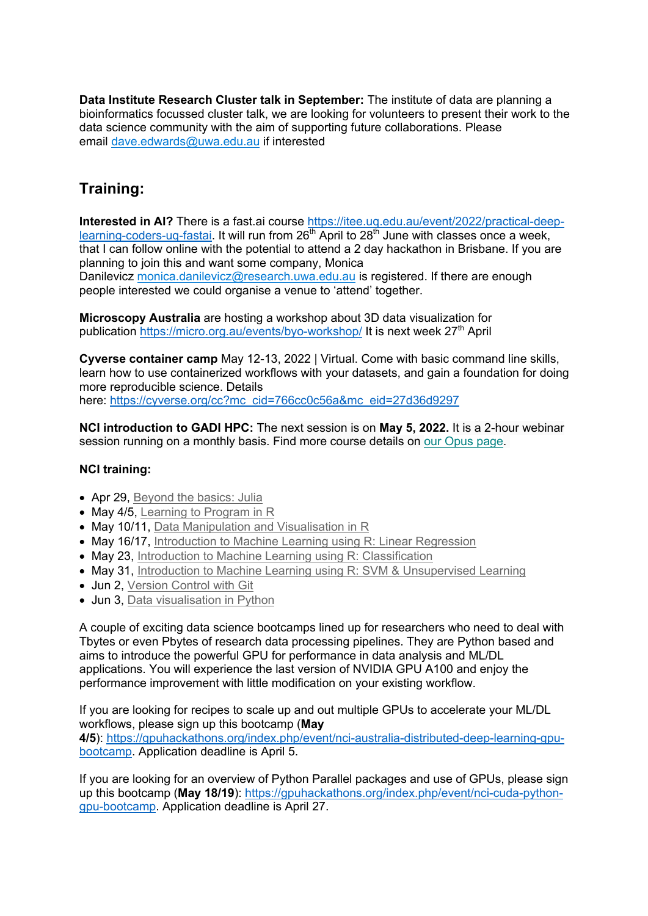**Data Institute Research Cluster talk in September:** The institute of data are planning a bioinformatics focussed cluster talk, we are looking for volunteers to present their work to the data science community with the aim of supporting future collaborations. Please email [dave.edwards@uwa.edu.au](mailto:dave.edwards@uwa.edu.au) if interested

## Training:

**Interested in AI?** There is a fast.ai course [https://itee.uq.edu.au/event/2022/practical-deep-learning-coders-uq-fastai](https://itee.uq.edu.au/event/2022/practical-deep-learning-coders-uq-fastai). It will run from 26th April to 28th June with classes once a week, that I can follow online with the potential to attend a 2 day hackathon in Brisbane. If you are planning to join this and want some company, Monica Danilevicz [monica.danilevicz@research.uwa.edu.au](mailto:monica.danilevicz@research.uwa.edu.au) is registered. If there are enough people interested we could organise a venue to 'attend' together.

**Microscopy Australia** are hosting a workshop about 3D data visualization for publication [https://micro.org.au/events/byo-workshop/](https://micro.org.au/events/byo-workshop/) It is next week 27th April

**Cyverse container camp** May 12-13, 2022 | Virtual. Come with basic command line skills, learn how to use containerized workflows with your datasets, and gain a foundation for doing more reproducible science. Details here: [https://cyverse.org/cc?mc_cid=766cc0c56a&mc_eid=27d36d9297](https://cyverse.org/cc?mc_cid=766cc0c56a&mc_eid=27d36d9297)

**NCI introduction to GADI HPC:** The next session is on **May 5, 2022.** It is a 2-hour webinar session running on a monthly basis. Find more course details on our Opus page.

**NCI training:**

- Apr 29, Beyond the basics: Julia
- May 4/5, Learning to Program in R
- May 10/11, Data Manipulation and Visualisation in R
- May 16/17, Introduction to Machine Learning using R: Linear Regression
- May 23, Introduction to Machine Learning using R: Classification
- May 31, Introduction to Machine Learning using R: SVM & Unsupervised Learning
- Jun 2, Version Control with Git
- Jun 3, Data visualisation in Python

A couple of exciting data science bootcamps lined up for researchers who need to deal with Tbytes or even Pbytes of research data processing pipelines. They are Python based and aims to introduce the powerful GPU for performance in data analysis and ML/DL applications. You will experience the last version of NVIDIA GPU A100 and enjoy the performance improvement with little modification on your existing workflow.

If you are looking for recipes to scale up and out multiple GPUs to accelerate your ML/DL workflows, please sign up this bootcamp (**May 4/5**): [https://gpuhackathons.org/index.php/event/nci-australia-distributed-deep-learning-gpu-bootcamp](https://gpuhackathons.org/index.php/event/nci-australia-distributed-deep-learning-gpu-bootcamp). Application deadline is April 5.

If you are looking for an overview of Python Parallel packages and use of GPUs, please sign up this bootcamp (**May 18/19**): [https://gpuhackathons.org/index.php/event/nci-cuda-python-gpu-bootcamp](https://gpuhackathons.org/index.php/event/nci-cuda-python-gpu-bootcamp). Application deadline is April 27.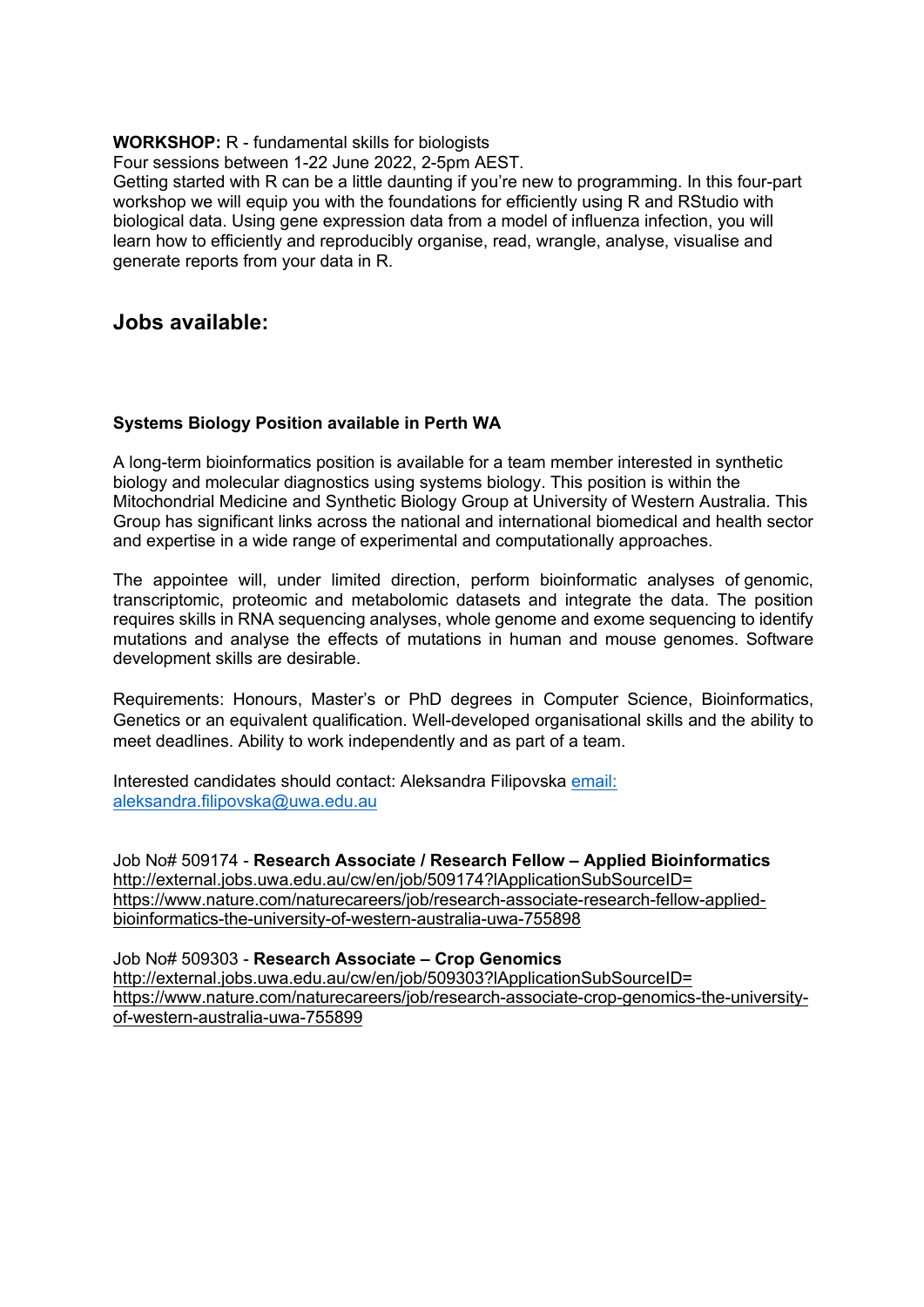**WORKSHOP:** R - fundamental skills for biologists
Four sessions between 1-22 June 2022, 2-5pm AEST.
Getting started with R can be a little daunting if you're new to programming. In this four-part workshop we will equip you with the foundations for efficiently using R and RStudio with biological data. Using gene expression data from a model of influenza infection, you will learn how to efficiently and reproducibly organise, read, wrangle, analyse, visualise and generate reports from your data in R.

## Jobs available:

**Systems Biology Position available in Perth WA**

A long-term bioinformatics position is available for a team member interested in synthetic biology and molecular diagnostics using systems biology. This position is within the Mitochondrial Medicine and Synthetic Biology Group at University of Western Australia. This Group has significant links across the national and international biomedical and health sector and expertise in a wide range of experimental and computationally approaches.

The appointee will, under limited direction, perform bioinformatic analyses of genomic, transcriptomic, proteomic and metabolomic datasets and integrate the data. The position requires skills in RNA sequencing analyses, whole genome and exome sequencing to identify mutations and analyse the effects of mutations in human and mouse genomes. Software development skills are desirable.

Requirements: Honours, Master's or PhD degrees in Computer Science, Bioinformatics, Genetics or an equivalent qualification. Well-developed organisational skills and the ability to meet deadlines. Ability to work independently and as part of a team.

Interested candidates should contact: Aleksandra Filipovska email: aleksandra.filipovska@uwa.edu.au

Job No# 509174 - **Research Associate / Research Fellow – Applied Bioinformatics**
http://external.jobs.uwa.edu.au/cw/en/job/509174?lApplicationSubSourceID=
https://www.nature.com/naturecareers/job/research-associate-research-fellow-applied-bioinformatics-the-university-of-western-australia-uwa-755898

Job No# 509303 - **Research Associate – Crop Genomics**
http://external.jobs.uwa.edu.au/cw/en/job/509303?lApplicationSubSourceID=
https://www.nature.com/naturecareers/job/research-associate-crop-genomics-the-university-of-western-australia-uwa-755899